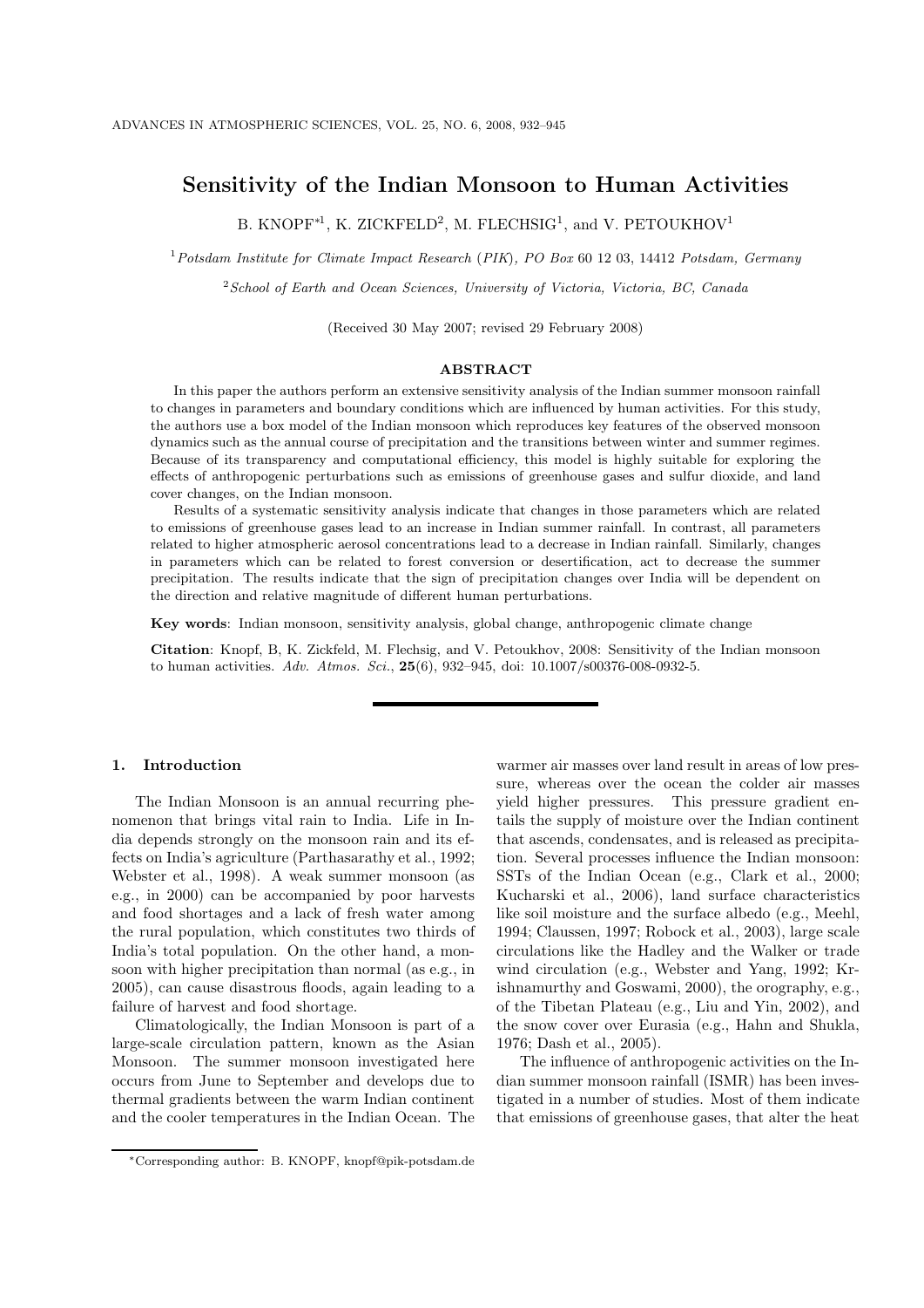# Sensitivity of the Indian Monsoon to Human Activities

B. KNOPF[*1], K. ZICKFELD[2], M. FLECHSIG[1], and V. PETOUKHOV[1]

[1] *Potsdam Institute for Climate Impact Research (PIK), PO Box 60 12 03, 14412 Potsdam, Germany*

[2] *School of Earth and Ocean Sciences, University of Victoria, Victoria, BC, Canada*

(Received 30 May 2007; revised 29 February 2008)

## ABSTRACT

In this paper the authors perform an extensive sensitivity analysis of the Indian summer monsoon rainfall to changes in parameters and boundary conditions which are influenced by human activities. For this study, the authors use a box model of the Indian monsoon which reproduces key features of the observed monsoon dynamics such as the annual course of precipitation and the transitions between winter and summer regimes. Because of its transparency and computational efficiency, this model is highly suitable for exploring the effects of anthropogenic perturbations such as emissions of greenhouse gases and sulfur dioxide, and land cover changes, on the Indian monsoon.

Results of a systematic sensitivity analysis indicate that changes in those parameters which are related to emissions of greenhouse gases lead to an increase in Indian summer rainfall. In contrast, all parameters related to higher atmospheric aerosol concentrations lead to a decrease in Indian rainfall. Similarly, changes in parameters which can be related to forest conversion or desertification, act to decrease the summer precipitation. The results indicate that the sign of precipitation changes over India will be dependent on the direction and relative magnitude of different human perturbations.

**Key words**: Indian monsoon, sensitivity analysis, global change, anthropogenic climate change

**Citation**: Knopf, B, K. Zickfeld, M. Flechsig, and V. Petoukhov, 2008: Sensitivity of the Indian monsoon to human activities. *Adv. Atmos. Sci.*, **25**(6), 932–945, doi: 10.1007/s00376-008-0932-5.

## 1. Introduction

The Indian Monsoon is an annual recurring phenomenon that brings vital rain to India. Life in India depends strongly on the monsoon rain and its effects on India's agriculture (Parthasarathy et al., 1992; Webster et al., 1998). A weak summer monsoon (as e.g., in 2000) can be accompanied by poor harvests and food shortages and a lack of fresh water among the rural population, which constitutes two thirds of India's total population. On the other hand, a monsoon with higher precipitation than normal (as e.g., in 2005), can cause disastrous floods, again leading to a failure of harvest and food shortage.

Climatologically, the Indian Monsoon is part of a large-scale circulation pattern, known as the Asian Monsoon. The summer monsoon investigated here occurs from June to September and develops due to thermal gradients between the warm Indian continent and the cooler temperatures in the Indian Ocean. The warmer air masses over land result in areas of low pressure, whereas over the ocean the colder air masses yield higher pressures. This pressure gradient entails the supply of moisture over the Indian continent that ascends, condensates, and is released as precipitation. Several processes influence the Indian monsoon: SSTs of the Indian Ocean (e.g., Clark et al., 2000; Kucharski et al., 2006), land surface characteristics like soil moisture and the surface albedo (e.g., Meehl, 1994; Claussen, 1997; Robock et al., 2003), large scale circulations like the Hadley and the Walker or trade wind circulation (e.g., Webster and Yang, 1992; Krishnamurthy and Goswami, 2000), the orography, e.g., of the Tibetan Plateau (e.g., Liu and Yin, 2002), and the snow cover over Eurasia (e.g., Hahn and Shukla, 1976; Dash et al., 2005).

The influence of anthropogenic activities on the Indian summer monsoon rainfall (ISMR) has been investigated in a number of studies. Most of them indicate that emissions of greenhouse gases, that alter the heat

[*] Corresponding author: B. KNOPF, knopf@pik-potsdam.de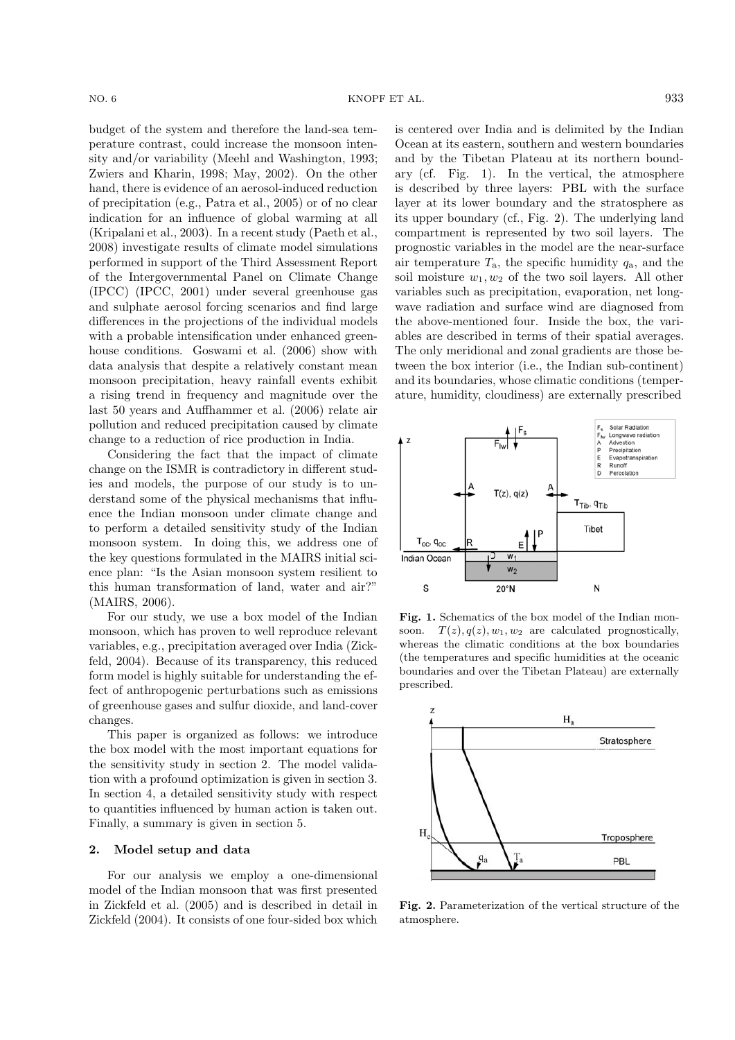budget of the system and therefore the land-sea temperature contrast, could increase the monsoon intensity and/or variability (Meehl and Washington, 1993; Zwiers and Kharin, 1998; May, 2002). On the other hand, there is evidence of an aerosol-induced reduction of precipitation (e.g., Patra et al., 2005) or of no clear indication for an influence of global warming at all (Kripalani et al., 2003). In a recent study (Paeth et al., 2008) investigate results of climate model simulations performed in support of the Third Assessment Report of the Intergovernmental Panel on Climate Change (IPCC) (IPCC, 2001) under several greenhouse gas and sulphate aerosol forcing scenarios and find large differences in the projections of the individual models with a probable intensification under enhanced greenhouse conditions. Goswami et al. (2006) show with data analysis that despite a relatively constant mean monsoon precipitation, heavy rainfall events exhibit a rising trend in frequency and magnitude over the last 50 years and Auffhammer et al. (2006) relate air pollution and reduced precipitation caused by climate change to a reduction of rice production in India.

Considering the fact that the impact of climate change on the ISMR is contradictory in different studies and models, the purpose of our study is to understand some of the physical mechanisms that influence the Indian monsoon under climate change and to perform a detailed sensitivity study of the Indian monsoon system. In doing this, we address one of the key questions formulated in the MAIRS initial science plan: "Is the Asian monsoon system resilient to this human transformation of land, water and air?" (MAIRS, 2006).

For our study, we use a box model of the Indian monsoon, which has proven to well reproduce relevant variables, e.g., precipitation averaged over India (Zickfeld, 2004). Because of its transparency, this reduced form model is highly suitable for understanding the effect of anthropogenic perturbations such as emissions of greenhouse gases and sulfur dioxide, and land-cover changes.

This paper is organized as follows: we introduce the box model with the most important equations for the sensitivity study in section 2. The model validation with a profound optimization is given in section 3. In section 4, a detailed sensitivity study with respect to quantities influenced by human action is taken out. Finally, a summary is given in section 5.

## 2. Model setup and data

For our analysis we employ a one-dimensional model of the Indian monsoon that was first presented in Zickfeld et al. (2005) and is described in detail in Zickfeld (2004). It consists of one four-sided box which is centered over India and is delimited by the Indian Ocean at its eastern, southern and western boundaries and by the Tibetan Plateau at its northern boundary (cf. Fig. 1). In the vertical, the atmosphere is described by three layers: PBL with the surface layer at its lower boundary and the stratosphere as its upper boundary (cf., Fig. 2). The underlying land compartment is represented by two soil layers. The prognostic variables in the model are the near-surface air temperature $T_{\rm a}$, the specific humidity $q_{\rm a}$, and the soil moisture $w_1, w_2$ of the two soil layers. All other variables such as precipitation, evaporation, net longwave radiation and surface wind are diagnosed from the above-mentioned four. Inside the box, the variables are described in terms of their spatial averages. The only meridional and zonal gradients are those between the box interior (i.e., the Indian sub-continent) and its boundaries, whose climatic conditions (temperature, humidity, cloudiness) are externally prescribed

**Fig. 1.** Schematics of the box model of the Indian monsoon. $T(z), q(z), w_1, w_2$ are calculated prognostically, whereas the climatic conditions at the box boundaries (the temperatures and specific humidities at the oceanic boundaries and over the Tibetan Plateau) are externally prescribed.

**Fig. 2.** Parameterization of the vertical structure of the atmosphere.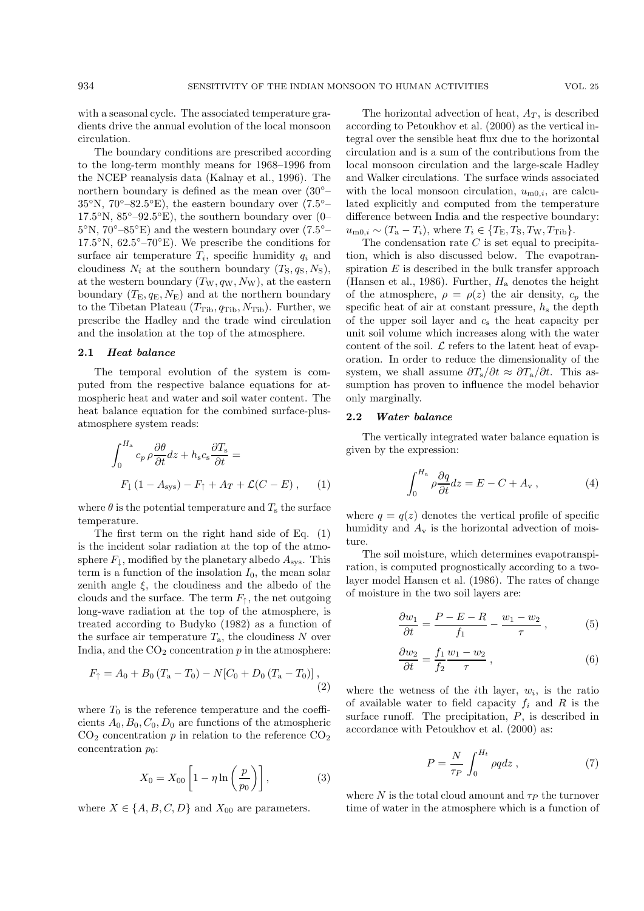with a seasonal cycle. The associated temperature gradients drive the annual evolution of the local monsoon circulation.

The boundary conditions are prescribed according to the long-term monthly means for 1968–1996 from the NCEP reanalysis data (Kalnay et al., 1996). The northern boundary is defined as the mean over (30°–35°N, 70°–82.5°E), the eastern boundary over (7.5°–17.5°N, 85°–92.5°E), the southern boundary over (0–5°N, 70°–85°E) and the western boundary over (7.5°–17.5°N, 62.5°–70°E). We prescribe the conditions for surface air temperature $T_i$, specific humidity $q_i$ and cloudiness $N_i$ at the southern boundary ($T_{\rm S}, q_{\rm S}, N_{\rm S}$), at the western boundary ($T_{\rm W}, q_{\rm W}, N_{\rm W}$), at the eastern boundary ($T_{\rm E}, q_{\rm E}, N_{\rm E}$) and at the northern boundary to the Tibetan Plateau ($T_{\rm Tib}, q_{\rm Tib}, N_{\rm Tib}$). Further, we prescribe the Hadley and the trade wind circulation and the insolation at the top of the atmosphere.

### 2.1 *Heat balance*

The temporal evolution of the system is computed from the respective balance equations for atmospheric heat and water and soil water content. The heat balance equation for the combined surface-plus-atmosphere system reads:

$$\int_0^{H_{\rm a}} c_p\,\rho\frac{\partial\theta}{\partial t}dz + h_{\rm s}c_{\rm s}\frac{\partial T_{\rm s}}{\partial t} = F_{\downarrow}\left(1-A_{\rm sys}\right) - F_{\uparrow} + A_T + \mathcal{L}(C-E)\,, \qquad (1)$$

where $\theta$ is the potential temperature and $T_{\rm s}$ the surface temperature.

The first term on the right hand side of Eq. (1) is the incident solar radiation at the top of the atmosphere $F_{\downarrow}$, modified by the planetary albedo $A_{\rm sys}$. This term is a function of the insolation $I_0$, the mean solar zenith angle $\xi$, the cloudiness and the albedo of the clouds and the surface. The term $F_{\uparrow}$, the net outgoing long-wave radiation at the top of the atmosphere, is treated according to Budyko (1982) as a function of the surface air temperature $T_{\rm a}$, the cloudiness $N$ over India, and the $CO_2$ concentration $p$ in the atmosphere:

$$F_{\uparrow} = A_0 + B_0\left(T_{\rm a}-T_0\right) - N[C_0 + D_0\left(T_{\rm a}-T_0\right)]\,, \qquad (2)$$

where $T_0$ is the reference temperature and the coefficients $A_0, B_0, C_0, D_0$ are functions of the atmospheric $CO_2$ concentration $p$ in relation to the reference $CO_2$ concentration $p_0$:

$$X_0 = X_{00}\left[1-\eta\ln\left(\frac{p}{p_0}\right)\right], \qquad (3)$$

where $X \in \{A, B, C, D\}$ and $X_{00}$ are parameters.

The horizontal advection of heat, $A_T$, is described according to Petoukhov et al. (2000) as the vertical integral over the sensible heat flux due to the horizontal circulation and is a sum of the contributions from the local monsoon circulation and the large-scale Hadley and Walker circulations. The surface winds associated with the local monsoon circulation, $u_{{\rm m}0,i}$, are calculated explicitly and computed from the temperature difference between India and the respective boundary: $u_{{\rm m}0,i} \sim (T_{\rm a} - T_i)$, where $T_i \in \{T_{\rm E}, T_{\rm S}, T_{\rm W}, T_{\rm Tib}\}$.

The condensation rate $C$ is set equal to precipitation, which is also discussed below. The evapotranspiration $E$ is described in the bulk transfer approach (Hansen et al., 1986). Further, $H_{\rm a}$ denotes the height of the atmosphere, $\rho = \rho(z)$ the air density, $c_p$ the specific heat of air at constant pressure, $h_{\rm s}$ the depth of the upper soil layer and $c_{\rm s}$ the heat capacity per unit soil volume which increases along with the water content of the soil. $\mathcal{L}$ refers to the latent heat of evaporation. In order to reduce the dimensionality of the system, we shall assume $\partial T_{\rm s}/\partial t \approx \partial T_{\rm a}/\partial t$. This assumption has proven to influence the model behavior only marginally.

### 2.2 *Water balance*

The vertically integrated water balance equation is given by the expression:

$$\int_0^{H_{\rm a}} \rho\frac{\partial q}{\partial t}dz = E - C + A_{\rm v}\,, \qquad (4)$$

where $q = q(z)$ denotes the vertical profile of specific humidity and $A_{\rm v}$ is the horizontal advection of moisture.

The soil moisture, which determines evapotranspiration, is computed prognostically according to a two-layer model Hansen et al. (1986). The rates of change of moisture in the two soil layers are:

$$\frac{\partial w_1}{\partial t} = \frac{P-E-R}{f_1} - \frac{w_1-w_2}{\tau}\,, \qquad (5)$$

$$\frac{\partial w_2}{\partial t} = \frac{f_1}{f_2}\frac{w_1-w_2}{\tau}\,, \qquad (6)$$

where the wetness of the $i$th layer, $w_i$, is the ratio of available water to field capacity $f_i$ and $R$ is the surface runoff. The precipitation, $P$, is described in accordance with Petoukhov et al. (2000) as:

$$P = \frac{N}{\tau_P}\int_0^{H_t}\rho q dz\,, \qquad (7)$$

where $N$ is the total cloud amount and $\tau_P$ the turnover time of water in the atmosphere which is a function of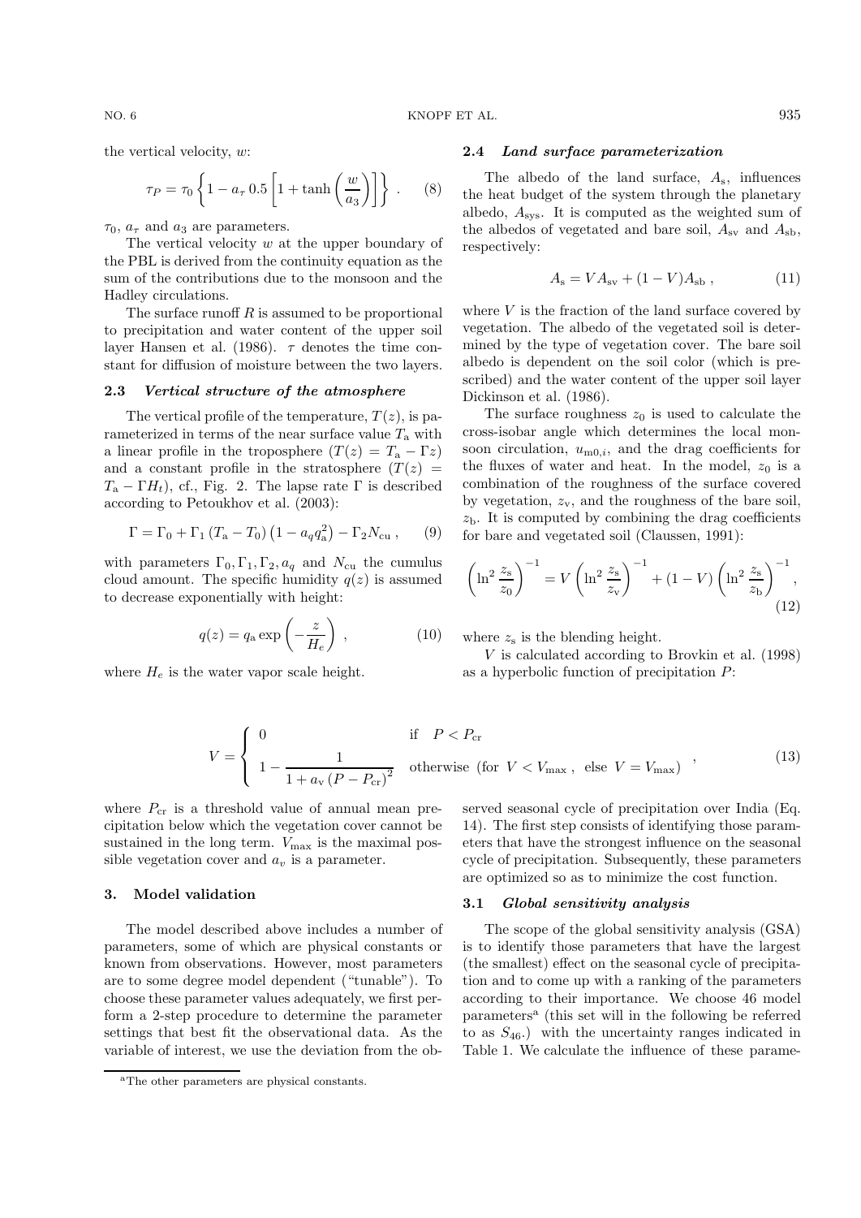the vertical velocity, $w$:

$$\tau_P = \tau_0 \left\{ 1 - a_\tau \, 0.5 \left[ 1 + \tanh\left(\frac{w}{a_3}\right) \right] \right\} . \qquad (8)$$

$\tau_0$, $a_\tau$ and $a_3$ are parameters.

The vertical velocity $w$ at the upper boundary of the PBL is derived from the continuity equation as the sum of the contributions due to the monsoon and the Hadley circulations.

The surface runoff $R$ is assumed to be proportional to precipitation and water content of the upper soil layer Hansen et al. (1986). $\tau$ denotes the time constant for diffusion of moisture between the two layers.

### 2.3 *Vertical structure of the atmosphere*

The vertical profile of the temperature, $T(z)$, is parameterized in terms of the near surface value $T_\mathrm{a}$ with a linear profile in the troposphere ($T(z) = T_\mathrm{a} - \Gamma z$) and a constant profile in the stratosphere ($T(z) = T_\mathrm{a} - \Gamma H_t$), cf., Fig. 2. The lapse rate $\Gamma$ is described according to Petoukhov et al. (2003):

$$\Gamma = \Gamma_0 + \Gamma_1 \left(T_\mathrm{a} - T_0\right)\left(1 - a_q q_\mathrm{a}^2\right) - \Gamma_2 N_\mathrm{cu} , \qquad (9)$$

with parameters $\Gamma_0, \Gamma_1, \Gamma_2, a_q$ and $N_\mathrm{cu}$ the cumulus cloud amount. The specific humidity $q(z)$ is assumed to decrease exponentially with height:

$$q(z) = q_\mathrm{a} \exp\left(-\frac{z}{H_e}\right) , \qquad (10)$$

where $H_e$ is the water vapor scale height.

### 2.4 *Land surface parameterization*

The albedo of the land surface, $A_\mathrm{s}$, influences the heat budget of the system through the planetary albedo, $A_\mathrm{sys}$. It is computed as the weighted sum of the albedos of vegetated and bare soil, $A_\mathrm{sv}$ and $A_\mathrm{sb}$, respectively:

$$A_\mathrm{s} = V A_\mathrm{sv} + (1 - V) A_\mathrm{sb} , \qquad (11)$$

where $V$ is the fraction of the land surface covered by vegetation. The albedo of the vegetated soil is determined by the type of vegetation cover. The bare soil albedo is dependent on the soil color (which is prescribed) and the water content of the upper soil layer Dickinson et al. (1986).

The surface roughness $z_0$ is used to calculate the cross-isobar angle which determines the local monsoon circulation, $u_{\mathrm{m0},i}$, and the drag coefficients for the fluxes of water and heat. In the model, $z_0$ is a combination of the roughness of the surface covered by vegetation, $z_\mathrm{v}$, and the roughness of the bare soil, $z_\mathrm{b}$. It is computed by combining the drag coefficients for bare and vegetated soil (Claussen, 1991):

$$\left(\ln^2 \frac{z_\mathrm{s}}{z_0}\right)^{-1} = V \left(\ln^2 \frac{z_\mathrm{s}}{z_\mathrm{v}}\right)^{-1} + (1 - V) \left(\ln^2 \frac{z_\mathrm{s}}{z_\mathrm{b}}\right)^{-1} , \qquad (12)$$

where $z_\mathrm{s}$ is the blending height.

$V$ is calculated according to Brovkin et al. (1998) as a hyperbolic function of precipitation $P$:

$$V = \begin{cases} 0 & \text{if} \quad P < P_\mathrm{cr} \\ 1 - \dfrac{1}{1 + a_\mathrm{v}\left(P - P_\mathrm{cr}\right)^2} & \text{otherwise (for } V < V_\mathrm{max} , \text{ else } V = V_\mathrm{max}) \end{cases} , \qquad (13)$$

where $P_\mathrm{cr}$ is a threshold value of annual mean precipitation below which the vegetation cover cannot be sustained in the long term. $V_\mathrm{max}$ is the maximal possible vegetation cover and $a_v$ is a parameter.

## 3. Model validation

The model described above includes a number of parameters, some of which are physical constants or known from observations. However, most parameters are to some degree model dependent ("tunable"). To choose these parameter values adequately, we first perform a 2-step procedure to determine the parameter settings that best fit the observational data. As the variable of interest, we use the deviation from the observed seasonal cycle of precipitation over India (Eq. 14). The first step consists of identifying those parameters that have the strongest influence on the seasonal cycle of precipitation. Subsequently, these parameters are optimized so as to minimize the cost function.

### 3.1 *Global sensitivity analysis*

The scope of the global sensitivity analysis (GSA) is to identify those parameters that have the largest (the smallest) effect on the seasonal cycle of precipitation and to come up with a ranking of the parameters according to their importance. We choose 46 model parameters[a] (this set will in the following be referred to as $S_{46}$.) with the uncertainty ranges indicated in Table 1. We calculate the influence of these parame-

[a] The other parameters are physical constants.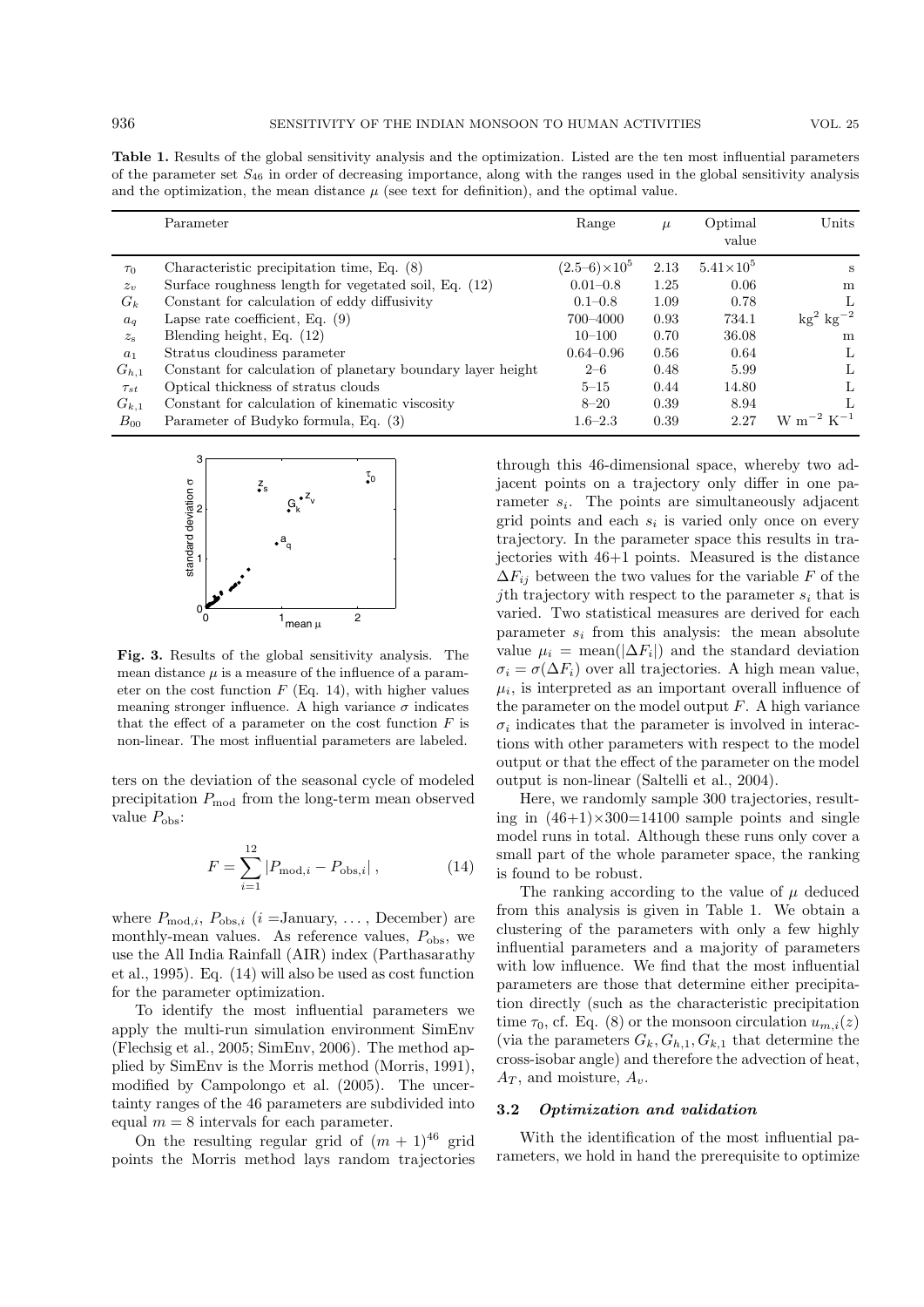**Table 1.** Results of the global sensitivity analysis and the optimization. Listed are the ten most influential parameters of the parameter set $S_{46}$ in order of decreasing importance, along with the ranges used in the global sensitivity analysis and the optimization, the mean distance $\mu$ (see text for definition), and the optimal value.

| | Parameter | Range | $\mu$ | Optimal value | Units |
|---|---|---|---|---|---|
| $\tau_0$ | Characteristic precipitation time, Eq. (8) | $(2.5–6)\times10^5$ | 2.13 | $5.41\times10^5$ | s |
| $z_v$ | Surface roughness length for vegetated soil, Eq. (12) | 0.01–0.8 | 1.25 | 0.06 | m |
| $G_k$ | Constant for calculation of eddy diffusivity | 0.1–0.8 | 1.09 | 0.78 | L |
| $a_q$ | Lapse rate coefficient, Eq. (9) | 700–4000 | 0.93 | 734.1 | $\text{kg}^2\ \text{kg}^{-2}$ |
| $z_s$ | Blending height, Eq. (12) | 10–100 | 0.70 | 36.08 | m |
| $a_1$ | Stratus cloudiness parameter | 0.64–0.96 | 0.56 | 0.64 | L |
| $G_{h,1}$ | Constant for calculation of planetary boundary layer height | 2–6 | 0.48 | 5.99 | L |
| $\tau_{st}$ | Optical thickness of stratus clouds | 5–15 | 0.44 | 14.80 | L |
| $G_{k,1}$ | Constant for calculation of kinematic viscosity | 8–20 | 0.39 | 8.94 | L |
| $B_{00}$ | Parameter of Budyko formula, Eq. (3) | 1.6–2.3 | 0.39 | 2.27 | $\text{W m}^{-2}\ \text{K}^{-1}$ |

**Fig. 3.** Results of the global sensitivity analysis. The mean distance $\mu$ is a measure of the influence of a parameter on the cost function $F$ (Eq. 14), with higher values meaning stronger influence. A high variance $\sigma$ indicates that the effect of a parameter on the cost function $F$ is non-linear. The most influential parameters are labeled.

ters on the deviation of the seasonal cycle of modeled precipitation $P_{\text{mod}}$ from the long-term mean observed value $P_{\text{obs}}$:

$$F = \sum_{i=1}^{12} |P_{\text{mod},i} - P_{\text{obs},i}| \, , \tag{14}$$

where $P_{\text{mod},i}$, $P_{\text{obs},i}$ ($i$ =January, ..., December) are monthly-mean values. As reference values, $P_{\text{obs}}$, we use the All India Rainfall (AIR) index (Parthasarathy et al., 1995). Eq. (14) will also be used as cost function for the parameter optimization.

To identify the most influential parameters we apply the multi-run simulation environment SimEnv (Flechsig et al., 2005; SimEnv, 2006). The method applied by SimEnv is the Morris method (Morris, 1991), modified by Campolongo et al. (2005). The uncertainty ranges of the 46 parameters are subdivided into equal $m = 8$ intervals for each parameter.

On the resulting regular grid of $(m + 1)^{46}$ grid points the Morris method lays random trajectories through this 46-dimensional space, whereby two adjacent points on a trajectory only differ in one parameter $s_i$. The points are simultaneously adjacent grid points and each $s_i$ is varied only once on every trajectory. In the parameter space this results in trajectories with 46+1 points. Measured is the distance $\Delta F_{ij}$ between the two values for the variable $F$ of the $j$th trajectory with respect to the parameter $s_i$ that is varied. Two statistical measures are derived for each parameter $s_i$ from this analysis: the mean absolute value $\mu_i = \text{mean}(|\Delta F_i|)$ and the standard deviation $\sigma_i = \sigma(\Delta F_i)$ over all trajectories. A high mean value, $\mu_i$, is interpreted as an important overall influence of the parameter on the model output $F$. A high variance $\sigma_i$ indicates that the parameter is involved in interactions with other parameters with respect to the model output or that the effect of the parameter on the model output is non-linear (Saltelli et al., 2004).

Here, we randomly sample 300 trajectories, resulting in $(46+1)\times300=14100$ sample points and single model runs in total. Although these runs only cover a small part of the whole parameter space, the ranking is found to be robust.

The ranking according to the value of $\mu$ deduced from this analysis is given in Table 1. We obtain a clustering of the parameters with only a few highly influential parameters and a majority of parameters with low influence. We find that the most influential parameters are those that determine either precipitation directly (such as the characteristic precipitation time $\tau_0$, cf. Eq. (8) or the monsoon circulation $u_{m,i}(z)$ (via the parameters $G_k, G_{h,1}, G_{k,1}$ that determine the cross-isobar angle) and therefore the advection of heat, $A_T$, and moisture, $A_v$.

### 3.2 *Optimization and validation*

With the identification of the most influential parameters, we hold in hand the prerequisite to optimize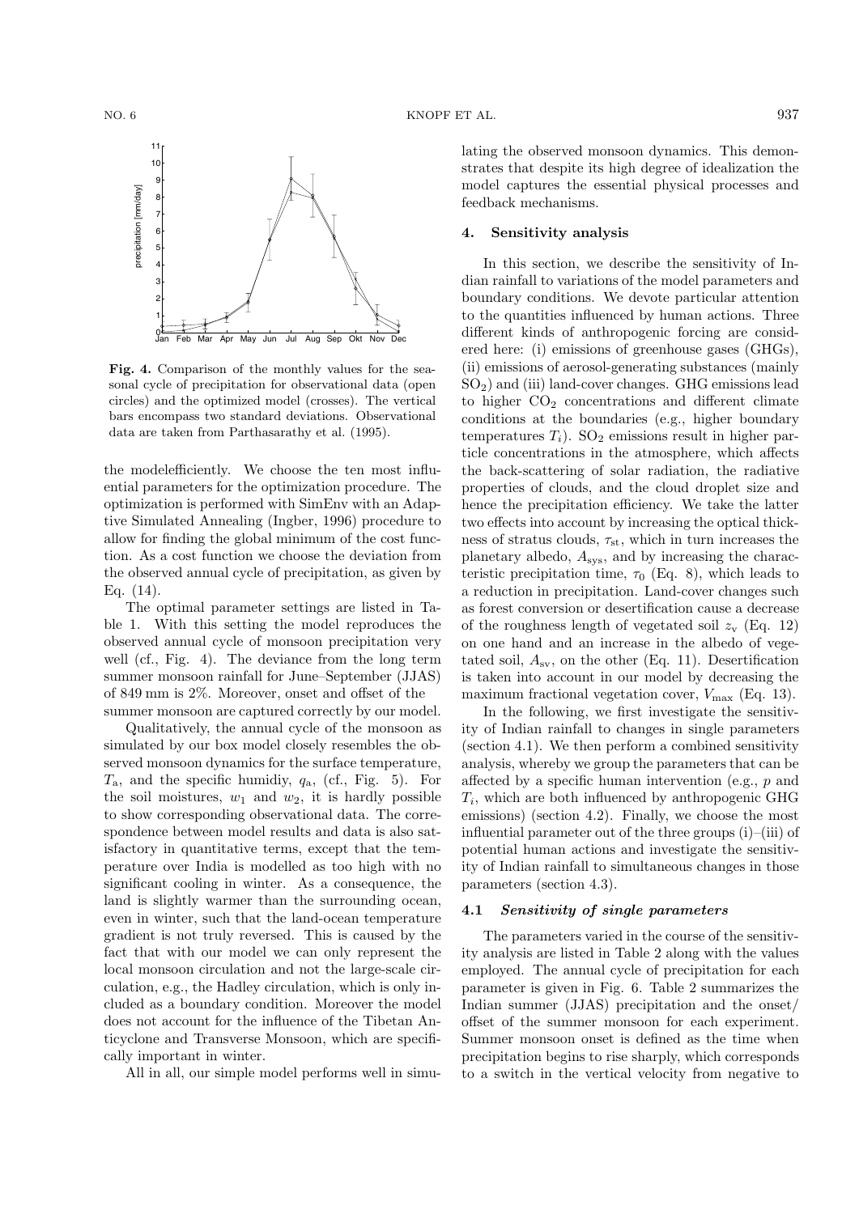**Fig. 4.** Comparison of the monthly values for the seasonal cycle of precipitation for observational data (open circles) and the optimized model (crosses). The vertical bars encompass two standard deviations. Observational data are taken from Parthasarathy et al. (1995).

the modelefficiently. We choose the ten most influential parameters for the optimization procedure. The optimization is performed with SimEnv with an Adaptive Simulated Annealing (Ingber, 1996) procedure to allow for finding the global minimum of the cost function. As a cost function we choose the deviation from the observed annual cycle of precipitation, as given by Eq. (14).

The optimal parameter settings are listed in Table 1. With this setting the model reproduces the observed annual cycle of monsoon precipitation very well (cf., Fig. 4). The deviance from the long term summer monsoon rainfall for June–September (JJAS) of 849 mm is 2%. Moreover, onset and offset of the summer monsoon are captured correctly by our model.

Qualitatively, the annual cycle of the monsoon as simulated by our box model closely resembles the observed monsoon dynamics for the surface temperature, $T_a$, and the specific humidiy, $q_a$, (cf., Fig. 5). For the soil moistures, $w_1$ and $w_2$, it is hardly possible to show corresponding observational data. The correspondence between model results and data is also satisfactory in quantitative terms, except that the temperature over India is modelled as too high with no significant cooling in winter. As a consequence, the land is slightly warmer than the surrounding ocean, even in winter, such that the land-ocean temperature gradient is not truly reversed. This is caused by the fact that with our model we can only represent the local monsoon circulation and not the large-scale circulation, e.g., the Hadley circulation, which is only included as a boundary condition. Moreover the model does not account for the influence of the Tibetan Anticyclone and Transverse Monsoon, which are specifically important in winter.

All in all, our simple model performs well in simulating the observed monsoon dynamics. This demonstrates that despite its high degree of idealization the model captures the essential physical processes and feedback mechanisms.

## 4. Sensitivity analysis

In this section, we describe the sensitivity of Indian rainfall to variations of the model parameters and boundary conditions. We devote particular attention to the quantities influenced by human actions. Three different kinds of anthropogenic forcing are considered here: (i) emissions of greenhouse gases (GHGs), (ii) emissions of aerosol-generating substances (mainly $SO_2$) and (iii) land-cover changes. GHG emissions lead to higher $CO_2$ concentrations and different climate conditions at the boundaries (e.g., higher boundary temperatures $T_i$). $SO_2$ emissions result in higher particle concentrations in the atmosphere, which affects the back-scattering of solar radiation, the radiative properties of clouds, and the cloud droplet size and hence the precipitation efficiency. We take the latter two effects into account by increasing the optical thickness of stratus clouds, $\tau_{st}$, which in turn increases the planetary albedo, $A_{sys}$, and by increasing the characteristic precipitation time, $\tau_0$ (Eq. 8), which leads to a reduction in precipitation. Land-cover changes such as forest conversion or desertification cause a decrease of the roughness length of vegetated soil $z_v$ (Eq. 12) on one hand and an increase in the albedo of vegetated soil, $A_{sv}$, on the other (Eq. 11). Desertification is taken into account in our model by decreasing the maximum fractional vegetation cover, $V_{max}$ (Eq. 13).

In the following, we first investigate the sensitivity of Indian rainfall to changes in single parameters (section 4.1). We then perform a combined sensitivity analysis, whereby we group the parameters that can be affected by a specific human intervention (e.g., $p$ and $T_i$, which are both influenced by anthropogenic GHG emissions) (section 4.2). Finally, we choose the most influential parameter out of the three groups (i)–(iii) of potential human actions and investigate the sensitivity of Indian rainfall to simultaneous changes in those parameters (section 4.3).

### 4.1 *Sensitivity of single parameters*

The parameters varied in the course of the sensitivity analysis are listed in Table 2 along with the values employed. The annual cycle of precipitation for each parameter is given in Fig. 6. Table 2 summarizes the Indian summer (JJAS) precipitation and the onset/offset of the summer monsoon for each experiment. Summer monsoon onset is defined as the time when precipitation begins to rise sharply, which corresponds to a switch in the vertical velocity from negative to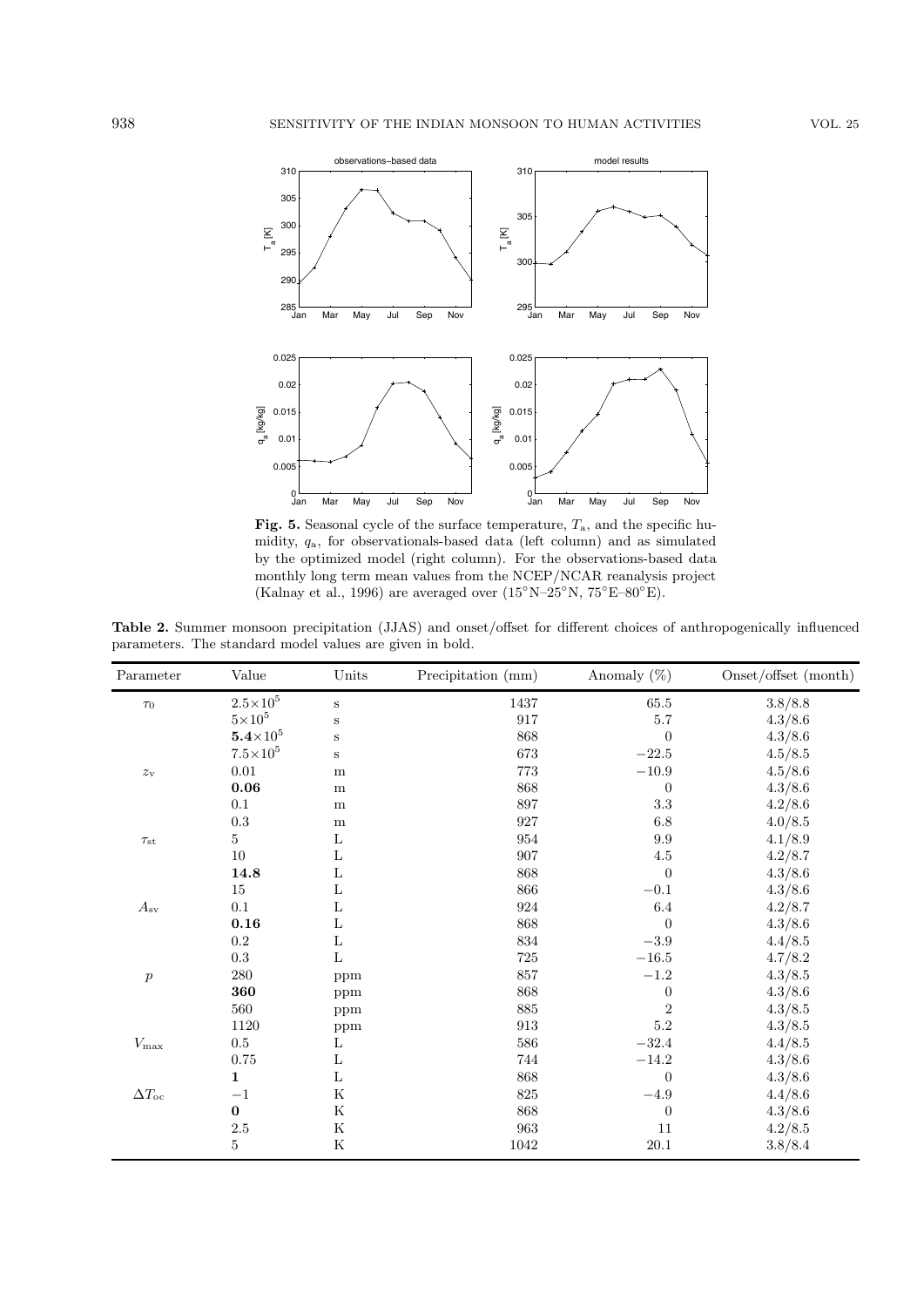**Fig. 5.** Seasonal cycle of the surface temperature, $T_a$, and the specific humidity, $q_a$, for observationals-based data (left column) and as simulated by the optimized model (right column). For the observations-based data monthly long term mean values from the NCEP/NCAR reanalysis project (Kalnay et al., 1996) are averaged over (15°N–25°N, 75°E–80°E).

**Table 2.** Summer monsoon precipitation (JJAS) and onset/offset for different choices of anthropogenically influenced parameters. The standard model values are given in bold.

| Parameter | Value | Units | Precipitation (mm) | Anomaly (%) | Onset/offset (month) |
|---|---|---|---|---|---|
| $\tau_0$ | $2.5\times10^5$ | s | 1437 | 65.5 | 3.8/8.8 |
| | $5\times10^5$ | s | 917 | 5.7 | 4.3/8.6 |
| | $\mathbf{5.4\times10^5}$ | s | 868 | 0 | 4.3/8.6 |
| | $7.5\times10^5$ | s | 673 | $-22.5$ | 4.5/8.5 |
| $z_v$ | 0.01 | m | 773 | $-10.9$ | 4.5/8.6 |
| | **0.06** | m | 868 | 0 | 4.3/8.6 |
| | 0.1 | m | 897 | 3.3 | 4.2/8.6 |
| | 0.3 | m | 927 | 6.8 | 4.0/8.5 |
| $\tau_{st}$ | 5 | L | 954 | 9.9 | 4.1/8.9 |
| | 10 | L | 907 | 4.5 | 4.2/8.7 |
| | **14.8** | L | 868 | 0 | 4.3/8.6 |
| | 15 | L | 866 | $-0.1$ | 4.3/8.6 |
| $A_{sv}$ | 0.1 | L | 924 | 6.4 | 4.2/8.7 |
| | **0.16** | L | 868 | 0 | 4.3/8.6 |
| | 0.2 | L | 834 | $-3.9$ | 4.4/8.5 |
| | 0.3 | L | 725 | $-16.5$ | 4.7/8.2 |
| $p$ | 280 | ppm | 857 | $-1.2$ | 4.3/8.5 |
| | **360** | ppm | 868 | 0 | 4.3/8.6 |
| | 560 | ppm | 885 | 2 | 4.3/8.5 |
| | 1120 | ppm | 913 | 5.2 | 4.3/8.5 |
| $V_{max}$ | 0.5 | L | 586 | $-32.4$ | 4.4/8.5 |
| | 0.75 | L | 744 | $-14.2$ | 4.3/8.6 |
| | **1** | L | 868 | 0 | 4.3/8.6 |
| $\Delta T_{oc}$ | $-1$ | K | 825 | $-4.9$ | 4.4/8.6 |
| | **0** | K | 868 | 0 | 4.3/8.6 |
| | 2.5 | K | 963 | 11 | 4.2/8.5 |
| | 5 | K | 1042 | 20.1 | 3.8/8.4 |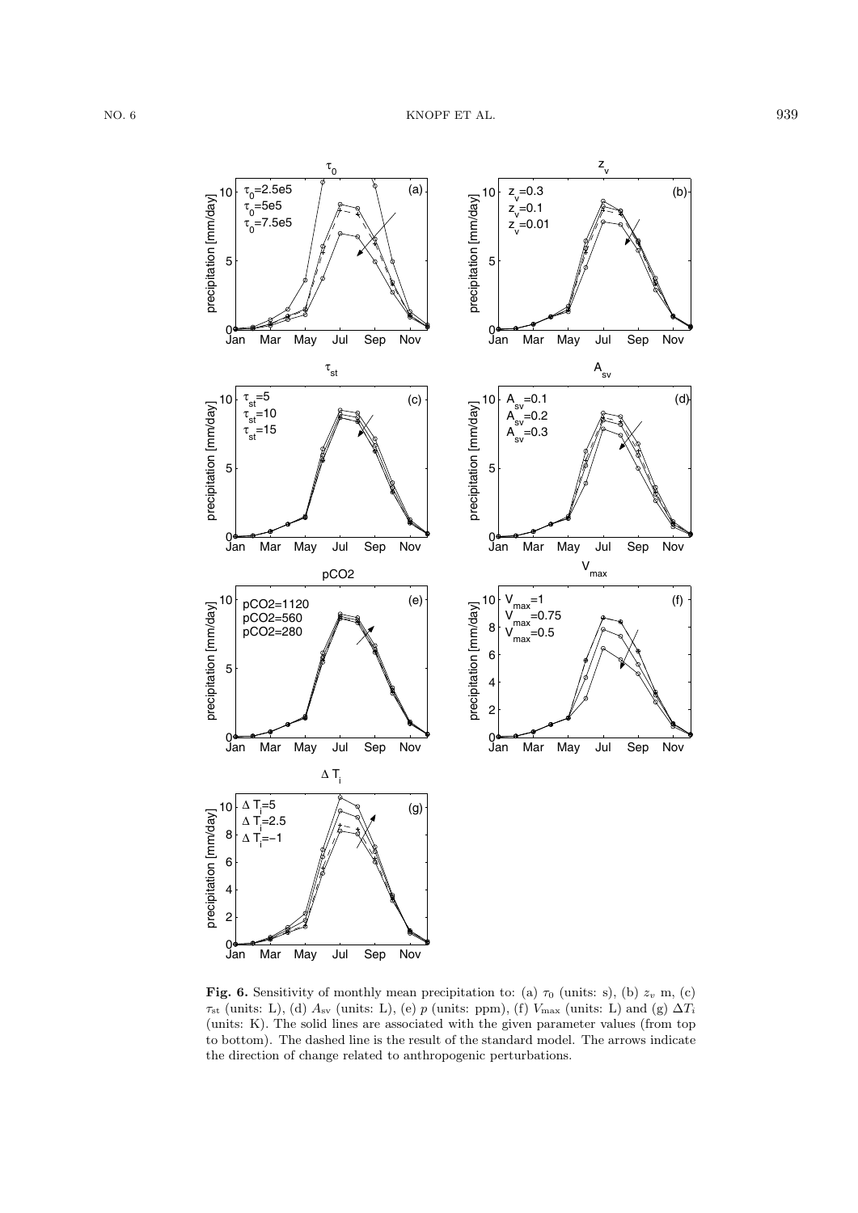**Fig. 6.** Sensitivity of monthly mean precipitation to: (a) $\tau_0$ (units: s), (b) $z_v$ m, (c) $\tau_{\rm st}$ (units: L), (d) $A_{\rm sv}$ (units: L), (e) $p$ (units: ppm), (f) $V_{\max}$ (units: L) and (g) $\Delta T_i$ (units: K). The solid lines are associated with the given parameter values (from top to bottom). The dashed line is the result of the standard model. The arrows indicate the direction of change related to anthropogenic perturbations.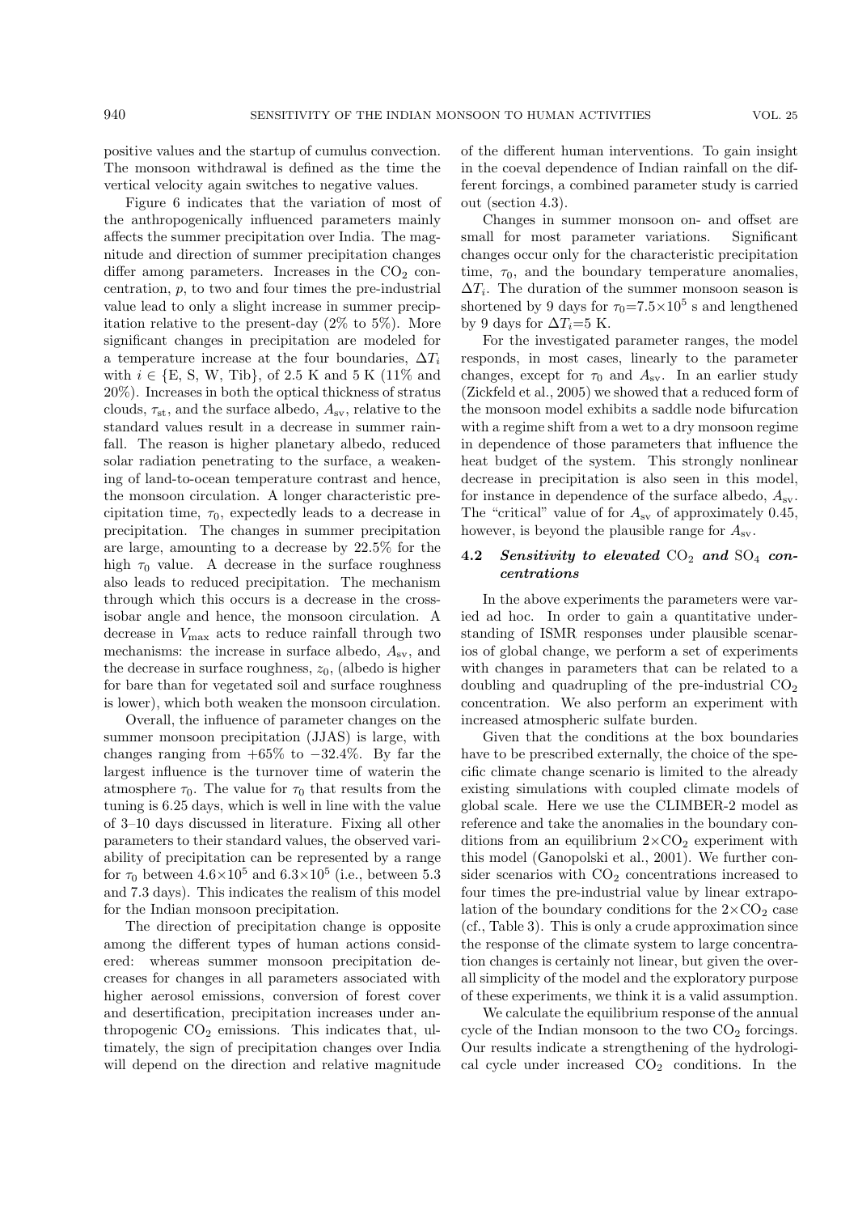positive values and the startup of cumulus convection. The monsoon withdrawal is defined as the time the vertical velocity again switches to negative values.

Figure 6 indicates that the variation of most of the anthropogenically influenced parameters mainly affects the summer precipitation over India. The magnitude and direction of summer precipitation changes differ among parameters. Increases in the $CO_2$ concentration, $p$, to two and four times the pre-industrial value lead to only a slight increase in summer precipitation relative to the present-day (2% to 5%). More significant changes in precipitation are modeled for a temperature increase at the four boundaries, $\Delta T_i$ with $i \in \{E, S, W, Tib\}$, of 2.5 K and 5 K (11% and 20%). Increases in both the optical thickness of stratus clouds, $\tau_{st}$, and the surface albedo, $A_{sv}$, relative to the standard values result in a decrease in summer rainfall. The reason is higher planetary albedo, reduced solar radiation penetrating to the surface, a weakening of land-to-ocean temperature contrast and hence, the monsoon circulation. A longer characteristic precipitation time, $\tau_0$, expectedly leads to a decrease in precipitation. The changes in summer precipitation are large, amounting to a decrease by 22.5% for the high $\tau_0$ value. A decrease in the surface roughness also leads to reduced precipitation. The mechanism through which this occurs is a decrease in the cross-isobar angle and hence, the monsoon circulation. A decrease in $V_{max}$ acts to reduce rainfall through two mechanisms: the increase in surface albedo, $A_{sv}$, and the decrease in surface roughness, $z_0$, (albedo is higher for bare than for vegetated soil and surface roughness is lower), which both weaken the monsoon circulation.

Overall, the influence of parameter changes on the summer monsoon precipitation (JJAS) is large, with changes ranging from +65% to −32.4%. By far the largest influence is the turnover time of waterin the atmosphere $\tau_0$. The value for $\tau_0$ that results from the tuning is 6.25 days, which is well in line with the value of 3–10 days discussed in literature. Fixing all other parameters to their standard values, the observed variability of precipitation can be represented by a range for $\tau_0$ between $4.6\times10^5$ and $6.3\times10^5$ (i.e., between 5.3 and 7.3 days). This indicates the realism of this model for the Indian monsoon precipitation.

The direction of precipitation change is opposite among the different types of human actions considered: whereas summer monsoon precipitation decreases for changes in all parameters associated with higher aerosol emissions, conversion of forest cover and desertification, precipitation increases under anthropogenic $CO_2$ emissions. This indicates that, ultimately, the sign of precipitation changes over India will depend on the direction and relative magnitude of the different human interventions. To gain insight in the coeval dependence of Indian rainfall on the different forcings, a combined parameter study is carried out (section 4.3).

Changes in summer monsoon on- and offset are small for most parameter variations. Significant changes occur only for the characteristic precipitation time, $\tau_0$, and the boundary temperature anomalies, $\Delta T_i$. The duration of the summer monsoon season is shortened by 9 days for $\tau_0=7.5\times10^5$ s and lengthened by 9 days for $\Delta T_i=5$ K.

For the investigated parameter ranges, the model responds, in most cases, linearly to the parameter changes, except for $\tau_0$ and $A_{sv}$. In an earlier study (Zickfeld et al., 2005) we showed that a reduced form of the monsoon model exhibits a saddle node bifurcation with a regime shift from a wet to a dry monsoon regime in dependence of those parameters that influence the heat budget of the system. This strongly nonlinear decrease in precipitation is also seen in this model, for instance in dependence of the surface albedo, $A_{sv}$. The "critical" value of for $A_{sv}$ of approximately 0.45, however, is beyond the plausible range for $A_{sv}$.

### 4.2 *Sensitivity to elevated* $CO_2$ *and* $SO_4$ *concentrations*

In the above experiments the parameters were varied ad hoc. In order to gain a quantitative understanding of ISMR responses under plausible scenarios of global change, we perform a set of experiments with changes in parameters that can be related to a doubling and quadrupling of the pre-industrial $CO_2$ concentration. We also perform an experiment with increased atmospheric sulfate burden.

Given that the conditions at the box boundaries have to be prescribed externally, the choice of the specific climate change scenario is limited to the already existing simulations with coupled climate models of global scale. Here we use the CLIMBER-2 model as reference and take the anomalies in the boundary conditions from an equilibrium $2\times CO_2$ experiment with this model (Ganopolski et al., 2001). We further consider scenarios with $CO_2$ concentrations increased to four times the pre-industrial value by linear extrapolation of the boundary conditions for the $2\times CO_2$ case (cf., Table 3). This is only a crude approximation since the response of the climate system to large concentration changes is certainly not linear, but given the overall simplicity of the model and the exploratory purpose of these experiments, we think it is a valid assumption.

We calculate the equilibrium response of the annual cycle of the Indian monsoon to the two $CO_2$ forcings. Our results indicate a strengthening of the hydrological cycle under increased $CO_2$ conditions. In the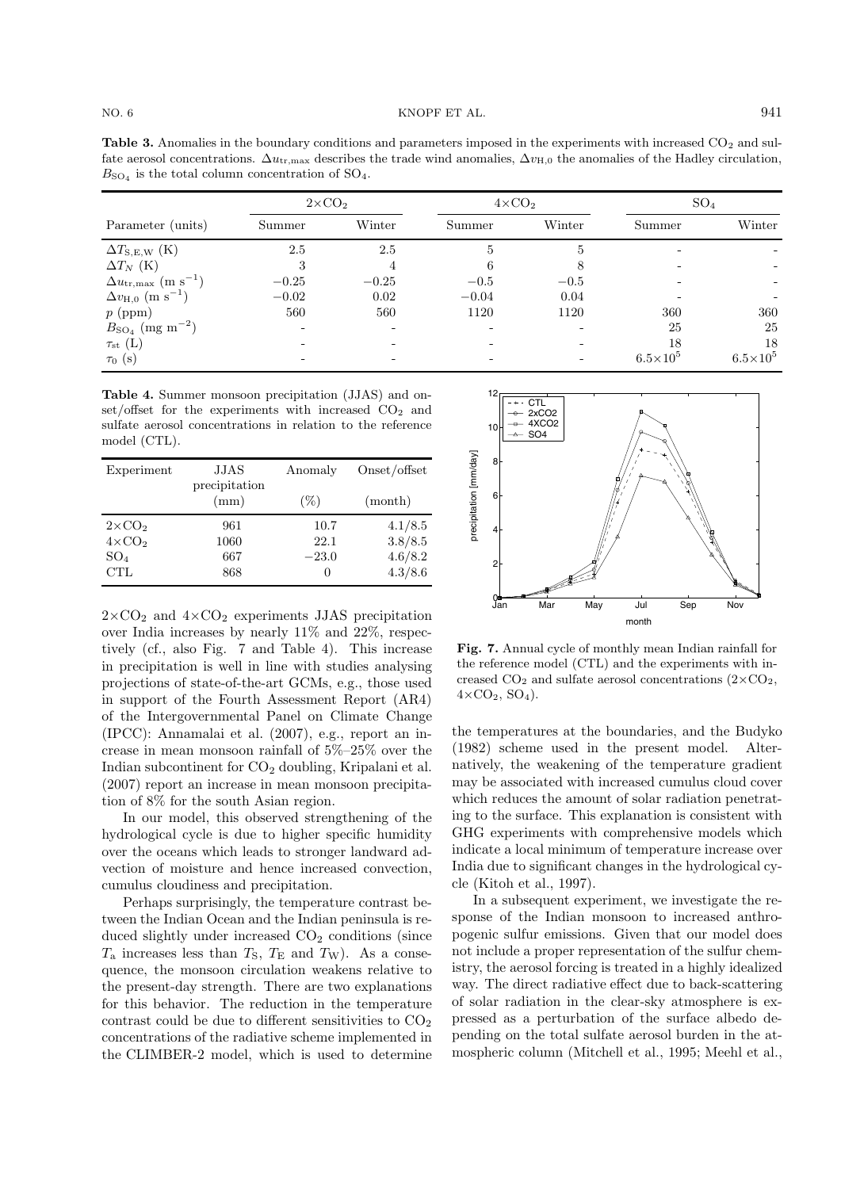**Table 3.** Anomalies in the boundary conditions and parameters imposed in the experiments with increased $CO_2$ and sulfate aerosol concentrations. $\Delta u_{\rm tr,max}$ describes the trade wind anomalies, $\Delta v_{\rm H,0}$ the anomalies of the Hadley circulation, $B_{\rm SO_4}$ is the total column concentration of $SO_4$.

| Parameter (units) | $2\times CO_2$ | | $4\times CO_2$ | | $SO_4$ | |
|---|---|---|---|---|---|---|
| | Summer | Winter | Summer | Winter | Summer | Winter |
| $\Delta T_{\rm S,E,W}$ (K) | 2.5 | 2.5 | 5 | 5 | - | - |
| $\Delta T_N$ (K) | 3 | 4 | 6 | 8 | - | - |
| $\Delta u_{\rm tr,max}$ (m s$^{-1}$) | $-0.25$ | $-0.25$ | $-0.5$ | $-0.5$ | - | - |
| $\Delta v_{\rm H,0}$ (m s$^{-1}$) | $-0.02$ | 0.02 | $-0.04$ | 0.04 | - | - |
| $p$ (ppm) | 560 | 560 | 1120 | 1120 | 360 | 360 |
| $B_{\rm SO_4}$ (mg m$^{-2}$) | - | - | - | - | 25 | 25 |
| $\tau_{\rm st}$ (L) | - | - | - | - | 18 | 18 |
| $\tau_0$ (s) | - | - | - | - | $6.5\times10^5$ | $6.5\times10^5$ |

**Table 4.** Summer monsoon precipitation (JJAS) and onset/offset for the experiments with increased $CO_2$ and sulfate aerosol concentrations in relation to the reference model (CTL).

| Experiment | JJAS precipitation (mm) | Anomaly (%) | Onset/offset (month) |
|---|---|---|---|
| $2\times CO_2$ | 961 | 10.7 | 4.1/8.5 |
| $4\times CO_2$ | 1060 | 22.1 | 3.8/8.5 |
| $SO_4$ | 667 | $-23.0$ | 4.6/8.2 |
| CTL | 868 | 0 | 4.3/8.6 |

$2\times CO_2$ and $4\times CO_2$ experiments JJAS precipitation over India increases by nearly 11% and 22%, respectively (cf., also Fig. 7 and Table 4). This increase in precipitation is well in line with studies analysing projections of state-of-the-art GCMs, e.g., those used in support of the Fourth Assessment Report (AR4) of the Intergovernmental Panel on Climate Change (IPCC): Annamalai et al. (2007), e.g., report an increase in mean monsoon rainfall of 5%–25% over the Indian subcontinent for $CO_2$ doubling, Kripalani et al. (2007) report an increase in mean monsoon precipitation of 8% for the south Asian region.

In our model, this observed strengthening of the hydrological cycle is due to higher specific humidity over the oceans which leads to stronger landward advection of moisture and hence increased convection, cumulus cloudiness and precipitation.

Perhaps surprisingly, the temperature contrast between the Indian Ocean and the Indian peninsula is reduced slightly under increased $CO_2$ conditions (since $T_{\rm a}$ increases less than $T_{\rm S}$, $T_{\rm E}$ and $T_{\rm W}$). As a consequence, the monsoon circulation weakens relative to the present-day strength. There are two explanations for this behavior. The reduction in the temperature contrast could be due to different sensitivities to $CO_2$ concentrations of the radiative scheme implemented in the CLIMBER-2 model, which is used to determine the temperatures at the boundaries, and the Budyko (1982) scheme used in the present model. Alternatively, the weakening of the temperature gradient may be associated with increased cumulus cloud cover which reduces the amount of solar radiation penetrating to the surface. This explanation is consistent with GHG experiments with comprehensive models which indicate a local minimum of temperature increase over India due to significant changes in the hydrological cycle (Kitoh et al., 1997).

**Fig. 7.** Annual cycle of monthly mean Indian rainfall for the reference model (CTL) and the experiments with increased $CO_2$ and sulfate aerosol concentrations ($2\times CO_2$, $4\times CO_2$, $SO_4$).

In a subsequent experiment, we investigate the response of the Indian monsoon to increased anthropogenic sulfur emissions. Given that our model does not include a proper representation of the sulfur chemistry, the aerosol forcing is treated in a highly idealized way. The direct radiative effect due to back-scattering of solar radiation in the clear-sky atmosphere is expressed as a perturbation of the surface albedo depending on the total sulfate aerosol burden in the atmospheric column (Mitchell et al., 1995; Meehl et al.,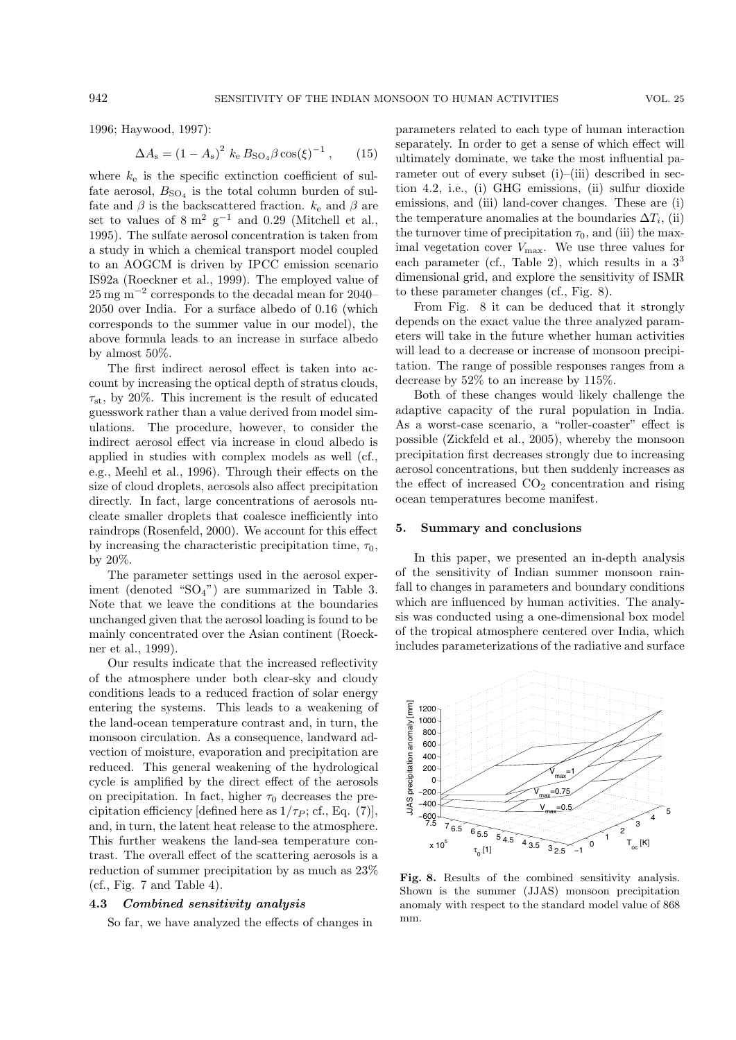1996; Haywood, 1997):

$$\Delta A_{\rm s} = (1 - A_{\rm s})^2 \ k_{\rm e} \, B_{\rm SO_4} \beta \cos(\xi)^{-1} \,, \qquad (15)$$

where $k_{\rm e}$ is the specific extinction coefficient of sulfate aerosol, $B_{\rm SO_4}$ is the total column burden of sulfate and $\beta$ is the backscattered fraction. $k_{\rm e}$ and $\beta$ are set to values of 8 m$^2$ g$^{-1}$ and 0.29 (Mitchell et al., 1995). The sulfate aerosol concentration is taken from a study in which a chemical transport model coupled to an AOGCM is driven by IPCC emission scenario IS92a (Roeckner et al., 1999). The employed value of 25 mg m$^{-2}$ corresponds to the decadal mean for 2040–2050 over India. For a surface albedo of 0.16 (which corresponds to the summer value in our model), the above formula leads to an increase in surface albedo by almost 50%.

The first indirect aerosol effect is taken into account by increasing the optical depth of stratus clouds, $\tau_{\rm st}$, by 20%. This increment is the result of educated guesswork rather than a value derived from model simulations. The procedure, however, to consider the indirect aerosol effect via increase in cloud albedo is applied in studies with complex models as well (cf., e.g., Meehl et al., 1996). Through their effects on the size of cloud droplets, aerosols also affect precipitation directly. In fact, large concentrations of aerosols nucleate smaller droplets that coalesce inefficiently into raindrops (Rosenfeld, 2000). We account for this effect by increasing the characteristic precipitation time, $\tau_0$, by 20%.

The parameter settings used in the aerosol experiment (denoted "$SO_4$") are summarized in Table 3. Note that we leave the conditions at the boundaries unchanged given that the aerosol loading is found to be mainly concentrated over the Asian continent (Roeckner et al., 1999).

Our results indicate that the increased reflectivity of the atmosphere under both clear-sky and cloudy conditions leads to a reduced fraction of solar energy entering the systems. This leads to a weakening of the land-ocean temperature contrast and, in turn, the monsoon circulation. As a consequence, landward advection of moisture, evaporation and precipitation are reduced. This general weakening of the hydrological cycle is amplified by the direct effect of the aerosols on precipitation. In fact, higher $\tau_0$ decreases the precipitation efficiency [defined here as $1/\tau_P$; cf., Eq. (7)], and, in turn, the latent heat release to the atmosphere. This further weakens the land-sea temperature contrast. The overall effect of the scattering aerosols is a reduction of summer precipitation by as much as 23% (cf., Fig. 7 and Table 4).

### 4.3 *Combined sensitivity analysis*

So far, we have analyzed the effects of changes in parameters related to each type of human interaction separately. In order to get a sense of which effect will ultimately dominate, we take the most influential parameter out of every subset (i)–(iii) described in section 4.2, i.e., (i) GHG emissions, (ii) sulfur dioxide emissions, and (iii) land-cover changes. These are (i) the temperature anomalies at the boundaries $\Delta T_i$, (ii) the turnover time of precipitation $\tau_0$, and (iii) the maximal vegetation cover $V_{\rm max}$. We use three values for each parameter (cf., Table 2), which results in a $3^3$ dimensional grid, and explore the sensitivity of ISMR to these parameter changes (cf., Fig. 8).

From Fig. 8 it can be deduced that it strongly depends on the exact value the three analyzed parameters will take in the future whether human activities will lead to a decrease or increase of monsoon precipitation. The range of possible responses ranges from a decrease by 52% to an increase by 115%.

Both of these changes would likely challenge the adaptive capacity of the rural population in India. As a worst-case scenario, a "roller-coaster" effect is possible (Zickfeld et al., 2005), whereby the monsoon precipitation first decreases strongly due to increasing aerosol concentrations, but then suddenly increases as the effect of increased $CO_2$ concentration and rising ocean temperatures become manifest.

## 5. Summary and conclusions

In this paper, we presented an in-depth analysis of the sensitivity of Indian summer monsoon rainfall to changes in parameters and boundary conditions which are influenced by human activities. The analysis was conducted using a one-dimensional box model of the tropical atmosphere centered over India, which includes parameterizations of the radiative and surface

**Fig. 8.** Results of the combined sensitivity analysis. Shown is the summer (JJAS) monsoon precipitation anomaly with respect to the standard model value of 868 mm.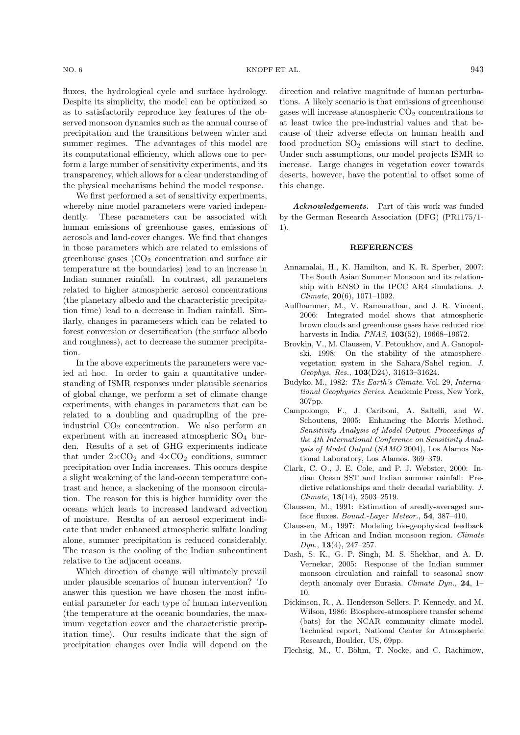fluxes, the hydrological cycle and surface hydrology. Despite its simplicity, the model can be optimized so as to satisfactorily reproduce key features of the observed monsoon dynamics such as the annual course of precipitation and the transitions between winter and summer regimes. The advantages of this model are its computational efficiency, which allows one to perform a large number of sensitivity experiments, and its transparency, which allows for a clear understanding of the physical mechanisms behind the model response.

We first performed a set of sensitivity experiments, whereby nine model parameters were varied independently. These parameters can be associated with human emissions of greenhouse gases, emissions of aerosols and land-cover changes. We find that changes in those parameters which are related to emissions of greenhouse gases ($CO_2$ concentration and surface air temperature at the boundaries) lead to an increase in Indian summer rainfall. In contrast, all parameters related to higher atmospheric aerosol concentrations (the planetary albedo and the characteristic precipitation time) lead to a decrease in Indian rainfall. Similarly, changes in parameters which can be related to forest conversion or desertification (the surface albedo and roughness), act to decrease the summer precipitation.

In the above experiments the parameters were varied ad hoc. In order to gain a quantitative understanding of ISMR responses under plausible scenarios of global change, we perform a set of climate change experiments, with changes in parameters that can be related to a doubling and quadrupling of the pre-industrial $CO_2$ concentration. We also perform an experiment with an increased atmospheric $SO_4$ burden. Results of a set of GHG experiments indicate that under $2\times CO_2$ and $4\times CO_2$ conditions, summer precipitation over India increases. This occurs despite a slight weakening of the land-ocean temperature contrast and hence, a slackening of the monsoon circulation. The reason for this is higher humidity over the oceans which leads to increased landward advection of moisture. Results of an aerosol experiment indicate that under enhanced atmospheric sulfate loading alone, summer precipitation is reduced considerably. The reason is the cooling of the Indian subcontinent relative to the adjacent oceans.

Which direction of change will ultimately prevail under plausible scenarios of human intervention? To answer this question we have chosen the most influential parameter for each type of human intervention (the temperature at the oceanic boundaries, the maximum vegetation cover and the characteristic precipitation time). Our results indicate that the sign of precipitation changes over India will depend on the direction and relative magnitude of human perturbations. A likely scenario is that emissions of greenhouse gases will increase atmospheric $CO_2$ concentrations to at least twice the pre-industrial values and that because of their adverse effects on human health and food production $SO_2$ emissions will start to decline. Under such assumptions, our model projects ISMR to increase. Large changes in vegetation cover towards deserts, however, have the potential to offset some of this change.

***Acknowledgements.*** Part of this work was funded by the German Research Association (DFG) (PR1175/1-1).

## REFERENCES

Annamalai, H., K. Hamilton, and K. R. Sperber, 2007: The South Asian Summer Monsoon and its relationship with ENSO in the IPCC AR4 simulations. *J. Climate*, **20**(6), 1071–1092.

Auffhammer, M., V. Ramanathan, and J. R. Vincent, 2006: Integrated model shows that atmospheric brown clouds and greenhouse gases have reduced rice harvests in India. *PNAS*, **103**(52), 19668–19672.

Brovkin, V., M. Claussen, V. Petoukhov, and A. Ganopolski, 1998: On the stability of the atmosphere-vegetation system in the Sahara/Sahel region. *J. Geophys. Res.*, **103**(D24), 31613–31624.

Budyko, M., 1982: *The Earth's Climate*. Vol. 29, *International Geophysics Series*. Academic Press, New York, 307pp.

Campolongo, F., J. Cariboni, A. Saltelli, and W. Schoutens, 2005: Enhancing the Morris Method. *Sensitivity Analysis of Model Output. Proceedings of the 4th International Conference on Sensitivity Analysis of Model Output* (*SAMO* 2004), Los Alamos National Laboratory, Los Alamos. 369–379.

Clark, C. O., J. E. Cole, and P. J. Webster, 2000: Indian Ocean SST and Indian summer rainfall: Predictive relationships and their decadal variability. *J. Climate*, **13**(14), 2503–2519.

Claussen, M., 1991: Estimation of areally-averaged surface fluxes. *Bound.-Layer Meteor.*, **54**, 387–410.

Claussen, M., 1997: Modeling bio-geophysical feedback in the African and Indian monsoon region. *Climate Dyn.*, **13**(4), 247–257.

Dash, S. K., G. P. Singh, M. S. Shekhar, and A. D. Vernekar, 2005: Response of the Indian summer monsoon circulation and rainfall to seasonal snow depth anomaly over Eurasia. *Climate Dyn.*, **24**, 1–10.

Dickinson, R., A. Henderson-Sellers, P. Kennedy, and M. Wilson, 1986: Biosphere-atmosphere transfer scheme (bats) for the NCAR community climate model. Technical report, National Center for Atmospheric Research, Boulder, US, 69pp.

Flechsig, M., U. Böhm, T. Nocke, and C. Rachimow,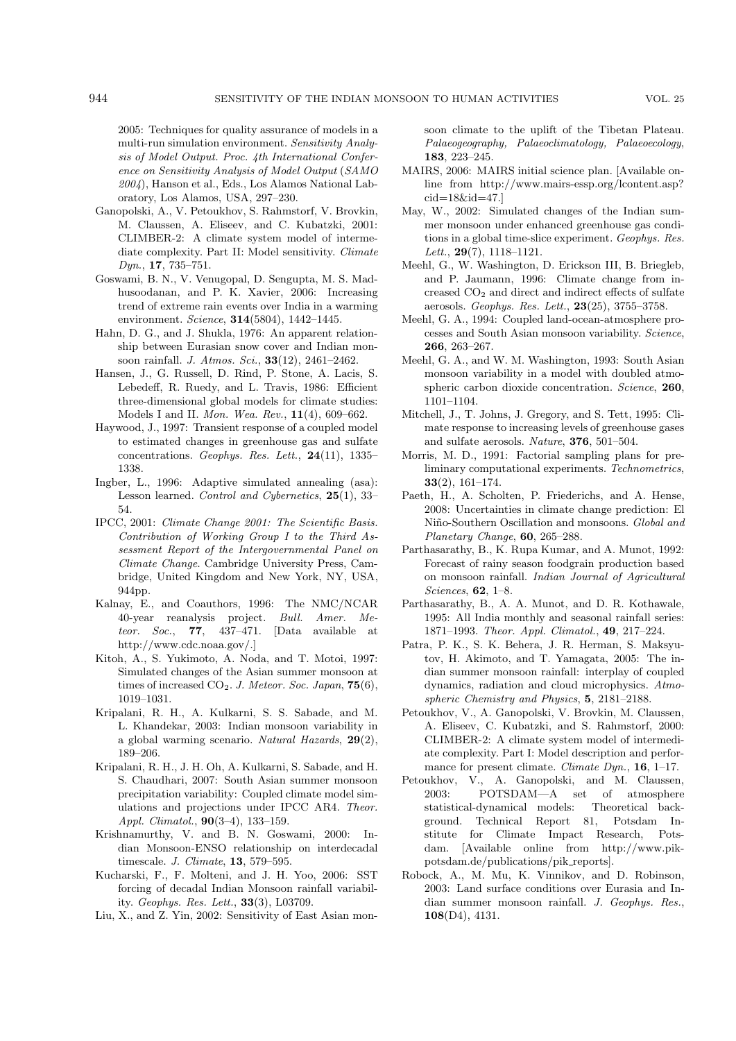2005: Techniques for quality assurance of models in a multi-run simulation environment. *Sensitivity Analysis of Model Output. Proc. 4th International Conference on Sensitivity Analysis of Model Output* (*SAMO 2004*), Hanson et al., Eds., Los Alamos National Laboratory, Los Alamos, USA, 297–230.

Ganopolski, A., V. Petoukhov, S. Rahmstorf, V. Brovkin, M. Claussen, A. Eliseev, and C. Kubatzki, 2001: CLIMBER-2: A climate system model of intermediate complexity. Part II: Model sensitivity. *Climate Dyn.*, **17**, 735–751.

Goswami, B. N., V. Venugopal, D. Sengupta, M. S. Madhusoodanan, and P. K. Xavier, 2006: Increasing trend of extreme rain events over India in a warming environment. *Science*, **314**(5804), 1442–1445.

Hahn, D. G., and J. Shukla, 1976: An apparent relationship between Eurasian snow cover and Indian monsoon rainfall. *J. Atmos. Sci.*, **33**(12), 2461–2462.

Hansen, J., G. Russell, D. Rind, P. Stone, A. Lacis, S. Lebedeff, R. Ruedy, and L. Travis, 1986: Efficient three-dimensional global models for climate studies: Models I and II. *Mon. Wea. Rev.*, **11**(4), 609–662.

Haywood, J., 1997: Transient response of a coupled model to estimated changes in greenhouse gas and sulfate concentrations. *Geophys. Res. Lett.*, **24**(11), 1335–1338.

Ingber, L., 1996: Adaptive simulated annealing (asa): Lesson learned. *Control and Cybernetics*, **25**(1), 33–54.

IPCC, 2001: *Climate Change 2001: The Scientific Basis. Contribution of Working Group I to the Third Assessment Report of the Intergovernmental Panel on Climate Change*. Cambridge University Press, Cambridge, United Kingdom and New York, NY, USA, 944pp.

Kalnay, E., and Coauthors, 1996: The NMC/NCAR 40-year reanalysis project. *Bull. Amer. Meteor. Soc.*, **77**, 437–471. [Data available at http://www.cdc.noaa.gov/.]

Kitoh, A., S. Yukimoto, A. Noda, and T. Motoi, 1997: Simulated changes of the Asian summer monsoon at times of increased $CO_2$. *J. Meteor. Soc. Japan*, **75**(6), 1019–1031.

Kripalani, R. H., A. Kulkarni, S. S. Sabade, and M. L. Khandekar, 2003: Indian monsoon variability in a global warming scenario. *Natural Hazards*, **29**(2), 189–206.

Kripalani, R. H., J. H. Oh, A. Kulkarni, S. Sabade, and H. S. Chaudhari, 2007: South Asian summer monsoon precipitation variability: Coupled climate model simulations and projections under IPCC AR4. *Theor. Appl. Climatol.*, **90**(3–4), 133–159.

Krishnamurthy, V. and B. N. Goswami, 2000: Indian Monsoon-ENSO relationship on interdecadal timescale. *J. Climate*, **13**, 579–595.

Kucharski, F., F. Molteni, and J. H. Yoo, 2006: SST forcing of decadal Indian Monsoon rainfall variability. *Geophys. Res. Lett.*, **33**(3), L03709.

Liu, X., and Z. Yin, 2002: Sensitivity of East Asian monsoon climate to the uplift of the Tibetan Plateau. *Palaeogeography, Palaeoclimatology, Palaeoecology*, **183**, 223–245.

MAIRS, 2006: MAIRS initial science plan. [Available online from http://www.mairs-essp.org/lcontent.asp?cid=18&id=47.]

May, W., 2002: Simulated changes of the Indian summer monsoon under enhanced greenhouse gas conditions in a global time-slice experiment. *Geophys. Res. Lett.*, **29**(7), 1118–1121.

Meehl, G., W. Washington, D. Erickson III, B. Briegleb, and P. Jaumann, 1996: Climate change from increased $CO_2$ and direct and indirect effects of sulfate aerosols. *Geophys. Res. Lett.*, **23**(25), 3755–3758.

Meehl, G. A., 1994: Coupled land-ocean-atmosphere processes and South Asian monsoon variability. *Science*, **266**, 263–267.

Meehl, G. A., and W. M. Washington, 1993: South Asian monsoon variability in a model with doubled atmospheric carbon dioxide concentration. *Science*, **260**, 1101–1104.

Mitchell, J., T. Johns, J. Gregory, and S. Tett, 1995: Climate response to increasing levels of greenhouse gases and sulfate aerosols. *Nature*, **376**, 501–504.

Morris, M. D., 1991: Factorial sampling plans for preliminary computational experiments. *Technometrics*, **33**(2), 161–174.

Paeth, H., A. Scholten, P. Friederichs, and A. Hense, 2008: Uncertainties in climate change prediction: El Niño-Southern Oscillation and monsoons. *Global and Planetary Change*, **60**, 265–288.

Parthasarathy, B., K. Rupa Kumar, and A. Munot, 1992: Forecast of rainy season foodgrain production based on monsoon rainfall. *Indian Journal of Agricultural Sciences*, **62**, 1–8.

Parthasarathy, B., A. A. Munot, and D. R. Kothawale, 1995: All India monthly and seasonal rainfall series: 1871–1993. *Theor. Appl. Climatol.*, **49**, 217–224.

Patra, P. K., S. K. Behera, J. R. Herman, S. Maksyutov, H. Akimoto, and T. Yamagata, 2005: The indian summer monsoon rainfall: interplay of coupled dynamics, radiation and cloud microphysics. *Atmospheric Chemistry and Physics*, **5**, 2181–2188.

Petoukhov, V., A. Ganopolski, V. Brovkin, M. Claussen, A. Eliseev, C. Kubatzki, and S. Rahmstorf, 2000: CLIMBER-2: A climate system model of intermediate complexity. Part I: Model description and performance for present climate. *Climate Dyn.*, **16**, 1–17.

Petoukhov, V., A. Ganopolski, and M. Claussen, 2003: POTSDAM—A set of atmosphere statistical-dynamical models: Theoretical background. Technical Report 81, Potsdam Institute for Climate Impact Research, Potsdam. [Available online from http://www.pik-potsdam.de/publications/pik_reports].

Robock, A., M. Mu, K. Vinnikov, and D. Robinson, 2003: Land surface conditions over Eurasia and Indian summer monsoon rainfall. *J. Geophys. Res.*, **108**(D4), 4131.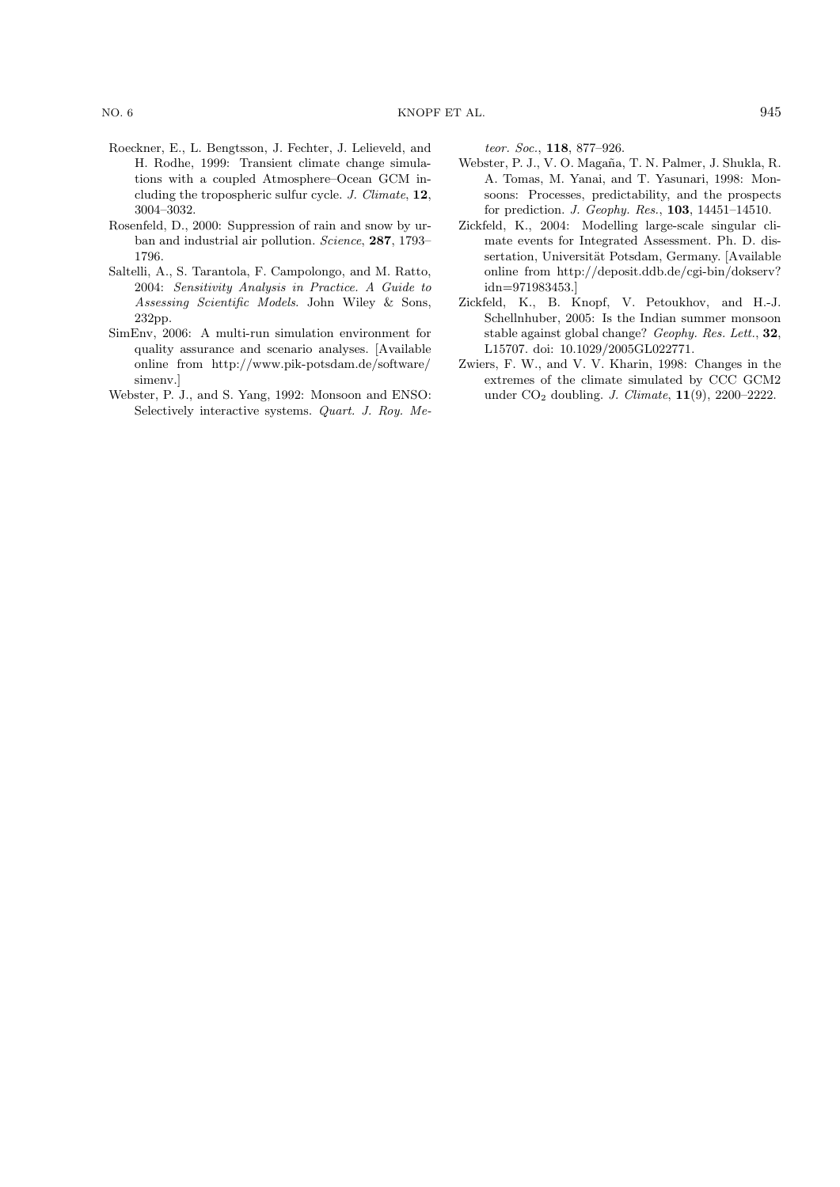Roeckner, E., L. Bengtsson, J. Fechter, J. Lelieveld, and H. Rodhe, 1999: Transient climate change simulations with a coupled Atmosphere–Ocean GCM including the tropospheric sulfur cycle. *J. Climate*, **12**, 3004–3032.

Rosenfeld, D., 2000: Suppression of rain and snow by urban and industrial air pollution. *Science*, **287**, 1793–1796.

Saltelli, A., S. Tarantola, F. Campolongo, and M. Ratto, 2004: *Sensitivity Analysis in Practice. A Guide to Assessing Scientific Models*. John Wiley & Sons, 232pp.

SimEnv, 2006: A multi-run simulation environment for quality assurance and scenario analyses. [Available online from http://www.pik-potsdam.de/software/simenv.]

Webster, P. J., and S. Yang, 1992: Monsoon and ENSO: Selectively interactive systems. *Quart. J. Roy. Meteor. Soc.*, **118**, 877–926.

Webster, P. J., V. O. Magaña, T. N. Palmer, J. Shukla, R. A. Tomas, M. Yanai, and T. Yasunari, 1998: Monsoons: Processes, predictability, and the prospects for prediction. *J. Geophy. Res.*, **103**, 14451–14510.

Zickfeld, K., 2004: Modelling large-scale singular climate events for Integrated Assessment. Ph. D. dissertation, Universität Potsdam, Germany. [Available online from http://deposit.ddb.de/cgi-bin/dokserv?idn=971983453.]

Zickfeld, K., B. Knopf, V. Petoukhov, and H.-J. Schellnhuber, 2005: Is the Indian summer monsoon stable against global change? *Geophy. Res. Lett.*, **32**, L15707. doi: 10.1029/2005GL022771.

Zwiers, F. W., and V. V. Kharin, 1998: Changes in the extremes of the climate simulated by CCC GCM2 under $CO_2$ doubling. *J. Climate*, **11**(9), 2200–2222.